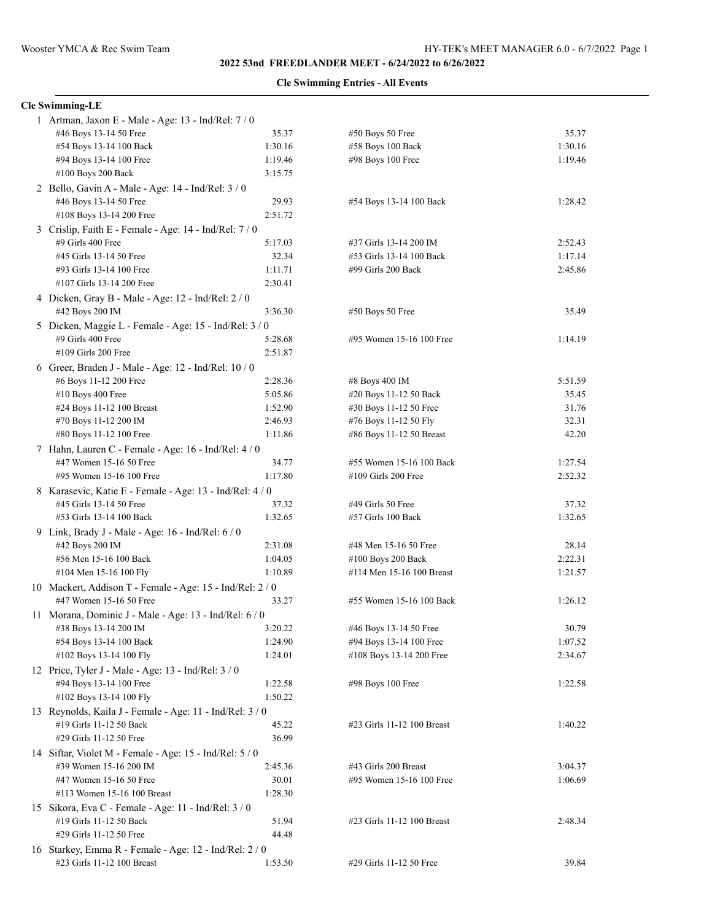## 2022 53nd FREEDLANDER MEET - 6/24/2022 to 6/26/2022

### Cle Swimming Entries - All Events

**Cle Swimming-LE**

1 Artman, Jaxon E - Male - Age: 13 - Ind/Rel: 7 / 0

| Event | Time | Event | Time |
|---|---|---|---|
| #46 Boys 13-14 50 Free | 35.37 | #50 Boys 50 Free | 35.37 |
| #54 Boys 13-14 100 Back | 1:30.16 | #58 Boys 100 Back | 1:30.16 |
| #94 Boys 13-14 100 Free | 1:19.46 | #98 Boys 100 Free | 1:19.46 |
| #100 Boys 200 Back | 3:15.75 | | |

2 Bello, Gavin A - Male - Age: 14 - Ind/Rel: 3 / 0

| Event | Time | Event | Time |
|---|---|---|---|
| #46 Boys 13-14 50 Free | 29.93 | #54 Boys 13-14 100 Back | 1:28.42 |
| #108 Boys 13-14 200 Free | 2:51.72 | | |

3 Crislip, Faith E - Female - Age: 14 - Ind/Rel: 7 / 0

| Event | Time | Event | Time |
|---|---|---|---|
| #9 Girls 400 Free | 5:17.03 | #37 Girls 13-14 200 IM | 2:52.43 |
| #45 Girls 13-14 50 Free | 32.34 | #53 Girls 13-14 100 Back | 1:17.14 |
| #93 Girls 13-14 100 Free | 1:11.71 | #99 Girls 200 Back | 2:45.86 |
| #107 Girls 13-14 200 Free | 2:30.41 | | |

4 Dicken, Gray B - Male - Age: 12 - Ind/Rel: 2 / 0

| Event | Time | Event | Time |
|---|---|---|---|
| #42 Boys 200 IM | 3:36.30 | #50 Boys 50 Free | 35.49 |

5 Dicken, Maggie L - Female - Age: 15 - Ind/Rel: 3 / 0

| Event | Time | Event | Time |
|---|---|---|---|
| #9 Girls 400 Free | 5:28.68 | #95 Women 15-16 100 Free | 1:14.19 |
| #109 Girls 200 Free | 2:51.87 | | |

6 Greer, Braden J - Male - Age: 12 - Ind/Rel: 10 / 0

| Event | Time | Event | Time |
|---|---|---|---|
| #6 Boys 11-12 200 Free | 2:28.36 | #8 Boys 400 IM | 5:51.59 |
| #10 Boys 400 Free | 5:05.86 | #20 Boys 11-12 50 Back | 35.45 |
| #24 Boys 11-12 100 Breast | 1:52.90 | #30 Boys 11-12 50 Free | 31.76 |
| #70 Boys 11-12 200 IM | 2:46.93 | #76 Boys 11-12 50 Fly | 32.31 |
| #80 Boys 11-12 100 Free | 1:11.86 | #86 Boys 11-12 50 Breast | 42.20 |

7 Hahn, Lauren C - Female - Age: 16 - Ind/Rel: 4 / 0

| Event | Time | Event | Time |
|---|---|---|---|
| #47 Women 15-16 50 Free | 34.77 | #55 Women 15-16 100 Back | 1:27.54 |
| #95 Women 15-16 100 Free | 1:17.80 | #109 Girls 200 Free | 2:52.32 |

8 Karasevic, Katie E - Female - Age: 13 - Ind/Rel: 4 / 0

| Event | Time | Event | Time |
|---|---|---|---|
| #45 Girls 13-14 50 Free | 37.32 | #49 Girls 50 Free | 37.32 |
| #53 Girls 13-14 100 Back | 1:32.65 | #57 Girls 100 Back | 1:32.65 |

9 Link, Brady J - Male - Age: 16 - Ind/Rel: 6 / 0

| Event | Time | Event | Time |
|---|---|---|---|
| #42 Boys 200 IM | 2:31.08 | #48 Men 15-16 50 Free | 28.14 |
| #56 Men 15-16 100 Back | 1:04.05 | #100 Boys 200 Back | 2:22.31 |
| #104 Men 15-16 100 Fly | 1:10.89 | #114 Men 15-16 100 Breast | 1:21.57 |

10 Mackert, Addison T - Female - Age: 15 - Ind/Rel: 2 / 0

| Event | Time | Event | Time |
|---|---|---|---|
| #47 Women 15-16 50 Free | 33.27 | #55 Women 15-16 100 Back | 1:26.12 |

11 Morana, Dominic J - Male - Age: 13 - Ind/Rel: 6 / 0

| Event | Time | Event | Time |
|---|---|---|---|
| #38 Boys 13-14 200 IM | 3:20.22 | #46 Boys 13-14 50 Free | 30.79 |
| #54 Boys 13-14 100 Back | 1:24.90 | #94 Boys 13-14 100 Free | 1:07.52 |
| #102 Boys 13-14 100 Fly | 1:24.01 | #108 Boys 13-14 200 Free | 2:34.67 |

12 Price, Tyler J - Male - Age: 13 - Ind/Rel: 3 / 0

| Event | Time | Event | Time |
|---|---|---|---|
| #94 Boys 13-14 100 Free | 1:22.58 | #98 Boys 100 Free | 1:22.58 |
| #102 Boys 13-14 100 Fly | 1:50.22 | | |

13 Reynolds, Kaila J - Female - Age: 11 - Ind/Rel: 3 / 0

| Event | Time | Event | Time |
|---|---|---|---|
| #19 Girls 11-12 50 Back | 45.22 | #23 Girls 11-12 100 Breast | 1:40.22 |
| #29 Girls 11-12 50 Free | 36.99 | | |

14 Siftar, Violet M - Female - Age: 15 - Ind/Rel: 5 / 0

| Event | Time | Event | Time |
|---|---|---|---|
| #39 Women 15-16 200 IM | 2:45.36 | #43 Girls 200 Breast | 3:04.37 |
| #47 Women 15-16 50 Free | 30.01 | #95 Women 15-16 100 Free | 1:06.69 |
| #113 Women 15-16 100 Breast | 1:28.30 | | |

15 Sikora, Eva C - Female - Age: 11 - Ind/Rel: 3 / 0

| Event | Time | Event | Time |
|---|---|---|---|
| #19 Girls 11-12 50 Back | 51.94 | #23 Girls 11-12 100 Breast | 2:48.34 |
| #29 Girls 11-12 50 Free | 44.48 | | |

16 Starkey, Emma R - Female - Age: 12 - Ind/Rel: 2 / 0

| Event | Time | Event | Time |
|---|---|---|---|
| #23 Girls 11-12 100 Breast | 1:53.50 | #29 Girls 11-12 50 Free | 39.84 |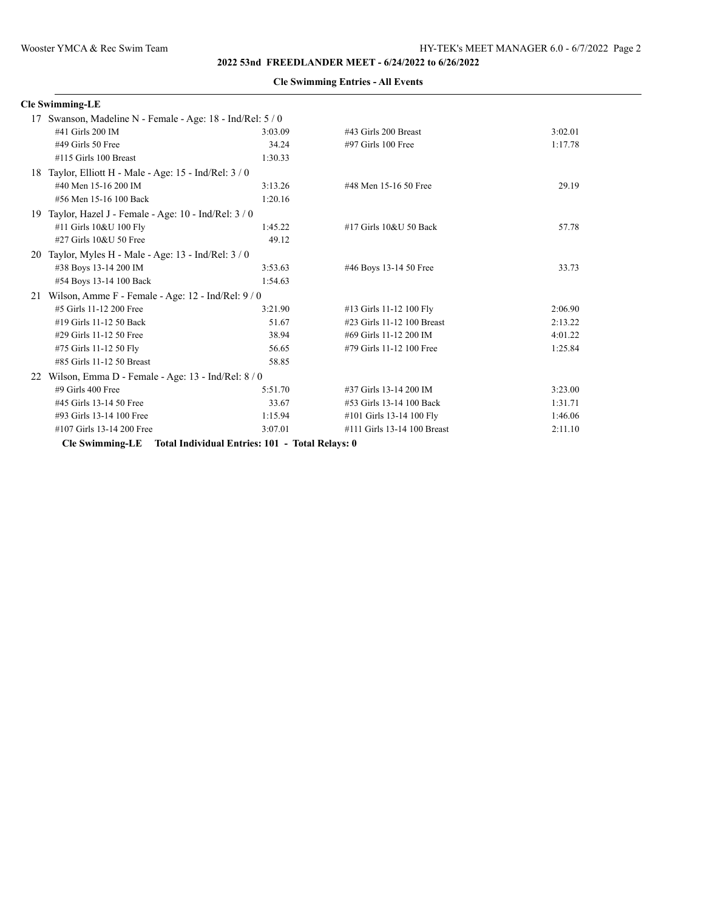## 2022 53nd FREEDLANDER MEET - 6/24/2022 to 6/26/2022

### Cle Swimming Entries - All Events

**Cle Swimming-LE**

17 Swanson, Madeline N - Female - Age: 18 - Ind/Rel: 5 / 0

| | | | |
|---|---|---|---|
| #41 Girls 200 IM | 3:03.09 | #43 Girls 200 Breast | 3:02.01 |
| #49 Girls 50 Free | 34.24 | #97 Girls 100 Free | 1:17.78 |
| #115 Girls 100 Breast | 1:30.33 | | |

18 Taylor, Elliott H - Male - Age: 15 - Ind/Rel: 3 / 0

| | | | |
|---|---|---|---|
| #40 Men 15-16 200 IM | 3:13.26 | #48 Men 15-16 50 Free | 29.19 |
| #56 Men 15-16 100 Back | 1:20.16 | | |

19 Taylor, Hazel J - Female - Age: 10 - Ind/Rel: 3 / 0

| | | | |
|---|---|---|---|
| #11 Girls 10&U 100 Fly | 1:45.22 | #17 Girls 10&U 50 Back | 57.78 |
| #27 Girls 10&U 50 Free | 49.12 | | |

20 Taylor, Myles H - Male - Age: 13 - Ind/Rel: 3 / 0

| | | | |
|---|---|---|---|
| #38 Boys 13-14 200 IM | 3:53.63 | #46 Boys 13-14 50 Free | 33.73 |
| #54 Boys 13-14 100 Back | 1:54.63 | | |

21 Wilson, Amme F - Female - Age: 12 - Ind/Rel: 9 / 0

| | | | |
|---|---|---|---|
| #5 Girls 11-12 200 Free | 3:21.90 | #13 Girls 11-12 100 Fly | 2:06.90 |
| #19 Girls 11-12 50 Back | 51.67 | #23 Girls 11-12 100 Breast | 2:13.22 |
| #29 Girls 11-12 50 Free | 38.94 | #69 Girls 11-12 200 IM | 4:01.22 |
| #75 Girls 11-12 50 Fly | 56.65 | #79 Girls 11-12 100 Free | 1:25.84 |
| #85 Girls 11-12 50 Breast | 58.85 | | |

22 Wilson, Emma D - Female - Age: 13 - Ind/Rel: 8 / 0

| | | | |
|---|---|---|---|
| #9 Girls 400 Free | 5:51.70 | #37 Girls 13-14 200 IM | 3:23.00 |
| #45 Girls 13-14 50 Free | 33.67 | #53 Girls 13-14 100 Back | 1:31.71 |
| #93 Girls 13-14 100 Free | 1:15.94 | #101 Girls 13-14 100 Fly | 1:46.06 |
| #107 Girls 13-14 200 Free | 3:07.01 | #111 Girls 13-14 100 Breast | 2:11.10 |

**Cle Swimming-LE Total Individual Entries: 101 - Total Relays: 0**